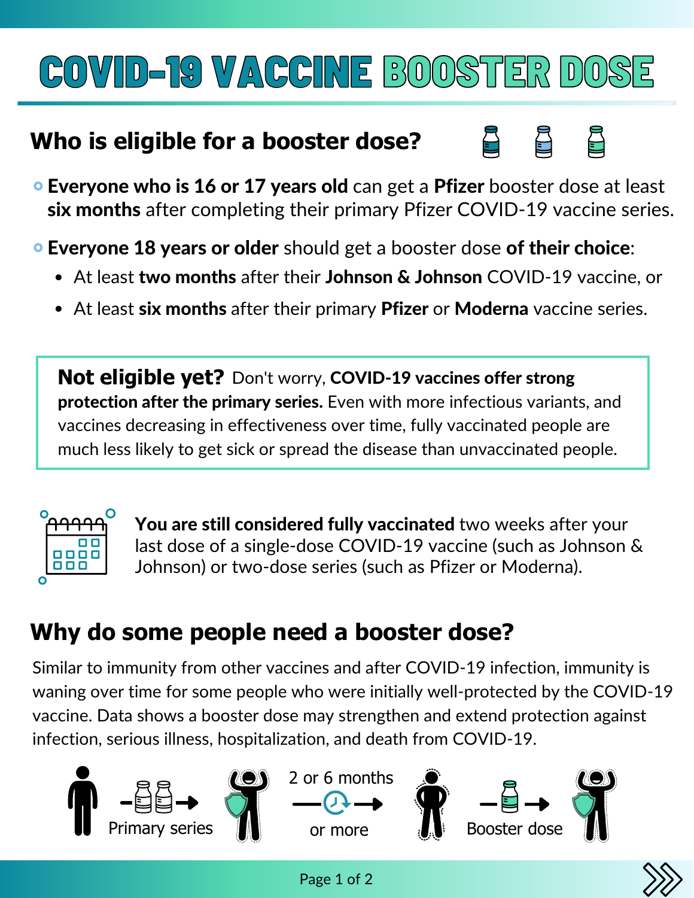# COVID-19 VACCINE BOOSTER DOSE

## Who is eligible for a booster dose?

- **Everyone who is 16 or 17 years old** can get a **Pfizer** booster dose at least **six months** after completing their primary Pfizer COVID-19 vaccine series.
- **Everyone 18 years or older** should get a booster dose **of their choice**:
  - At least **two months** after their **Johnson & Johnson** COVID-19 vaccine, or
  - At least **six months** after their primary **Pfizer** or **Moderna** vaccine series.

**Not eligible yet?** Don't worry, **COVID-19 vaccines offer strong protection after the primary series.** Even with more infectious variants, and vaccines decreasing in effectiveness over time, fully vaccinated people are much less likely to get sick or spread the disease than unvaccinated people.

**You are still considered fully vaccinated** two weeks after your last dose of a single-dose COVID-19 vaccine (such as Johnson & Johnson) or two-dose series (such as Pfizer or Moderna).

## Why do some people need a booster dose?

Similar to immunity from other vaccines and after COVID-19 infection, immunity is waning over time for some people who were initially well-protected by the COVID-19 vaccine. Data shows a booster dose may strengthen and extend protection against infection, serious illness, hospitalization, and death from COVID-19.

Primary series → 2 or 6 months or more → Booster dose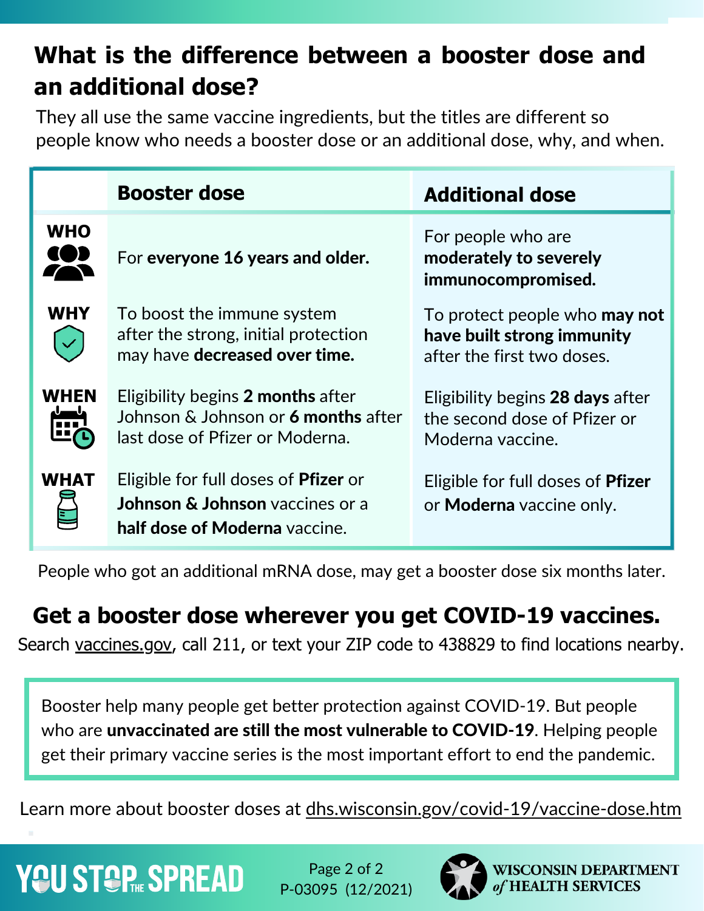## What is the difference between a booster dose and an additional dose?

They all use the same vaccine ingredients, but the titles are different so people know who needs a booster dose or an additional dose, why, and when.

| | Booster dose | Additional dose |
|---|---|---|
| **WHO** | For **everyone 16 years and older.** | For people who are **moderately to severely immunocompromised.** |
| **WHY** | To boost the immune system after the strong, initial protection may have **decreased over time.** | To protect people who **may not have built strong immunity** after the first two doses. |
| **WHEN** | Eligibility begins **2 months** after Johnson & Johnson or **6 months** after last dose of Pfizer or Moderna. | Eligibility begins **28 days** after the second dose of Pfizer or Moderna vaccine. |
| **WHAT** | Eligible for full doses of **Pfizer** or **Johnson & Johnson** vaccines or a **half dose of Moderna** vaccine. | Eligible for full doses of **Pfizer** or **Moderna** vaccine only. |

People who got an additional mRNA dose, may get a booster dose six months later.

## Get a booster dose wherever you get COVID-19 vaccines.

Search vaccines.gov, call 211, or text your ZIP code to 438829 to find locations nearby.

Booster help many people get better protection against COVID-19. But people who are **unvaccinated are still the most vulnerable to COVID-19**. Helping people get their primary vaccine series is the most important effort to end the pandemic.

Learn more about booster doses at dhs.wisconsin.gov/covid-19/vaccine-dose.htm

YOU STOP THE SPREAD

P-03095 (12/2021)

WISCONSIN DEPARTMENT of HEALTH SERVICES